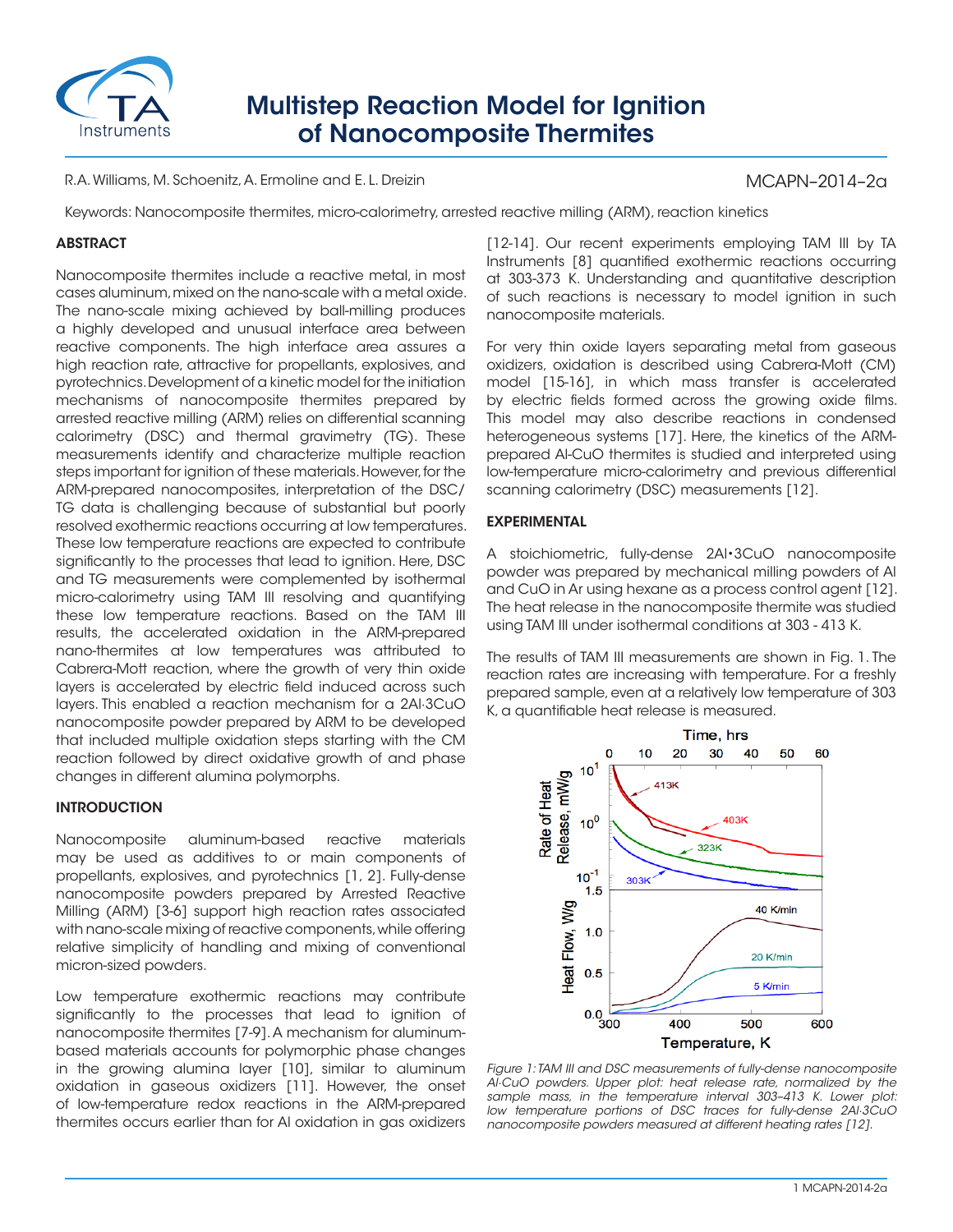# Multistep Reaction Model for Ignition of Nanocomposite Thermites

R.A. Williams, M. Schoenitz, A. Ermoline and E. L. Dreizin

MCAPN–2014–2a

Keywords: Nanocomposite thermites, micro-calorimetry, arrested reactive milling (ARM), reaction kinetics

## ABSTRACT

Nanocomposite thermites include a reactive metal, in most cases aluminum, mixed on the nano-scale with a metal oxide. The nano-scale mixing achieved by ball-milling produces a highly developed and unusual interface area between reactive components. The high interface area assures a high reaction rate, attractive for propellants, explosives, and pyrotechnics. Development of a kinetic model for the initiation mechanisms of nanocomposite thermites prepared by arrested reactive milling (ARM) relies on differential scanning calorimetry (DSC) and thermal gravimetry (TG). These measurements identify and characterize multiple reaction steps important for ignition of these materials. However, for the ARM-prepared nanocomposites, interpretation of the DSC/TG data is challenging because of substantial but poorly resolved exothermic reactions occurring at low temperatures. These low temperature reactions are expected to contribute significantly to the processes that lead to ignition. Here, DSC and TG measurements were complemented by isothermal micro-calorimetry using TAM III resolving and quantifying these low temperature reactions. Based on the TAM III results, the accelerated oxidation in the ARM-prepared nano-thermites at low temperatures was attributed to Cabrera-Mott reaction, where the growth of very thin oxide layers is accelerated by electric field induced across such layers. This enabled a reaction mechanism for a 2Al·3CuO nanocomposite powder prepared by ARM to be developed that included multiple oxidation steps starting with the CM reaction followed by direct oxidative growth of and phase changes in different alumina polymorphs.

## INTRODUCTION

Nanocomposite aluminum-based reactive materials may be used as additives to or main components of propellants, explosives, and pyrotechnics [1, 2]. Fully-dense nanocomposite powders prepared by Arrested Reactive Milling (ARM) [3-6] support high reaction rates associated with nano-scale mixing of reactive components, while offering relative simplicity of handling and mixing of conventional micron-sized powders.

Low temperature exothermic reactions may contribute significantly to the processes that lead to ignition of nanocomposite thermites [7-9]. A mechanism for aluminum-based materials accounts for polymorphic phase changes in the growing alumina layer [10], similar to aluminum oxidation in gaseous oxidizers [11]. However, the onset of low-temperature redox reactions in the ARM-prepared thermites occurs earlier than for Al oxidation in gas oxidizers [12-14]. Our recent experiments employing TAM III by TA Instruments [8] quantified exothermic reactions occurring at 303-373 K. Understanding and quantitative description of such reactions is necessary to model ignition in such nanocomposite materials.

For very thin oxide layers separating metal from gaseous oxidizers, oxidation is described using Cabrera-Mott (CM) model [15-16], in which mass transfer is accelerated by electric fields formed across the growing oxide films. This model may also describe reactions in condensed heterogeneous systems [17]. Here, the kinetics of the ARM-prepared Al-CuO thermites is studied and interpreted using low-temperature micro-calorimetry and previous differential scanning calorimetry (DSC) measurements [12].

## EXPERIMENTAL

A stoichiometric, fully-dense 2Al•3CuO nanocomposite powder was prepared by mechanical milling powders of Al and CuO in Ar using hexane as a process control agent [12]. The heat release in the nanocomposite thermite was studied using TAM III under isothermal conditions at 303 - 413 K.

The results of TAM III measurements are shown in Fig. 1. The reaction rates are increasing with temperature. For a freshly prepared sample, even at a relatively low temperature of 303 K, a quantifiable heat release is measured.

Time, hrs
0 10 20 30 40 50 60
Rate of Heat Release, mW/g
$10^1$
$10^0$
$10^{-1}$
413K
403K
323K
303K
Heat Flow, W/g
1.5
1.0
0.5
0.0
40 K/min
20 K/min
5 K/min
300 400 500 600
Temperature, K

*Figure 1: TAM III and DSC measurements of fully-dense nanocomposite Al·CuO powders. Upper plot: heat release rate, normalized by the sample mass, in the temperature interval 303–413 K. Lower plot: low temperature portions of DSC traces for fully-dense 2Al·3CuO nanocomposite powders measured at different heating rates [12].*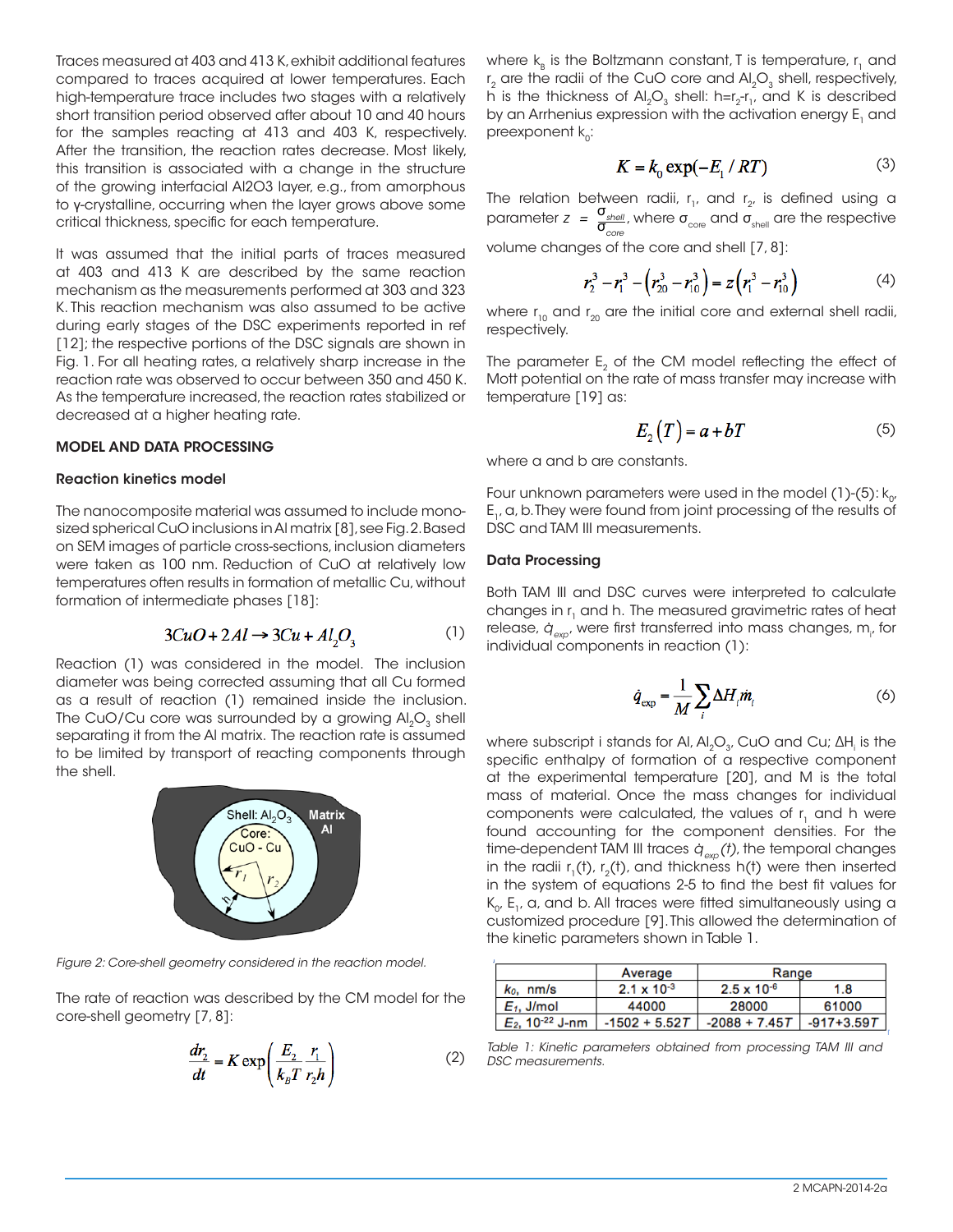Traces measured at 403 and 413 K, exhibit additional features compared to traces acquired at lower temperatures. Each high-temperature trace includes two stages with a relatively short transition period observed after about 10 and 40 hours for the samples reacting at 413 and 403 K, respectively. After the transition, the reaction rates decrease. Most likely, this transition is associated with a change in the structure of the growing interfacial Al2O3 layer, e.g., from amorphous to γ-crystalline, occurring when the layer grows above some critical thickness, specific for each temperature.

It was assumed that the initial parts of traces measured at 403 and 413 K are described by the same reaction mechanism as the measurements performed at 303 and 323 K. This reaction mechanism was also assumed to be active during early stages of the DSC experiments reported in ref [12]; the respective portions of the DSC signals are shown in Fig. 1. For all heating rates, a relatively sharp increase in the reaction rate was observed to occur between 350 and 450 K. As the temperature increased, the reaction rates stabilized or decreased at a higher heating rate.

## MODEL AND DATA PROCESSING

### Reaction kinetics model

The nanocomposite material was assumed to include mono-sized spherical CuO inclusions in Al matrix [8], see Fig. 2. Based on SEM images of particle cross-sections, inclusion diameters were taken as 100 nm. Reduction of CuO at relatively low temperatures often results in formation of metallic Cu, without formation of intermediate phases [18]:

$$3CuO + 2Al \rightarrow 3Cu + Al_2O_3 \tag{1}$$

Reaction (1) was considered in the model. The inclusion diameter was being corrected assuming that all Cu formed as a result of reaction (1) remained inside the inclusion. The CuO/Cu core was surrounded by a growing $Al_2O_3$ shell separating it from the Al matrix. The reaction rate is assumed to be limited by transport of reacting components through the shell.

Shell: $Al_2O_3$
Core: CuO - Cu
Matrix Al
$r_1$
$r_2$
h

*Figure 2: Core-shell geometry considered in the reaction model.*

The rate of reaction was described by the CM model for the core-shell geometry [7, 8]:

$$\frac{dr_2}{dt} = K \exp\left(\frac{E_2}{k_B T}\frac{r_1}{r_2 h}\right) \tag{2}$$

where $k_B$ is the Boltzmann constant, T is temperature, $r_1$ and $r_2$ are the radii of the CuO core and $Al_2O_3$ shell, respectively, h is the thickness of $Al_2O_3$ shell: $h=r_2-r_1$, and K is described by an Arrhenius expression with the activation energy $E_1$ and preexponent $k_0$:

$$K = k_0 \exp(-E_1 / RT) \tag{3}$$

The relation between radii, $r_1$, and $r_2$, is defined using a parameter $z = \frac{\sigma_{shell}}{\sigma_{core}}$, where $\sigma_{core}$ and $\sigma_{shell}$ are the respective volume changes of the core and shell [7, 8]:

$$r_2^3 - r_1^3 - \left(r_{20}^3 - r_{10}^3\right) = z\left(r_1^3 - r_{10}^3\right) \tag{4}$$

where $r_{10}$ and $r_{20}$ are the initial core and external shell radii, respectively.

The parameter $E_2$ of the CM model reflecting the effect of Mott potential on the rate of mass transfer may increase with temperature [19] as:

$$E_2(T) = a + bT \tag{5}$$

where a and b are constants.

Four unknown parameters were used in the model (1)-(5): $k_0$, $E_1$, a, b. They were found from joint processing of the results of DSC and TAM III measurements.

### Data Processing

Both TAM III and DSC curves were interpreted to calculate changes in $r_1$ and h. The measured gravimetric rates of heat release, $\dot{q}_{exp}$, were first transferred into mass changes, $m_i$, for individual components in reaction (1):

$$\dot{q}_{exp} = \frac{1}{M}\sum_i \Delta H_i \dot{m}_i \tag{6}$$

where subscript i stands for Al, $Al_2O_3$, CuO and Cu; $\Delta H_i$ is the specific enthalpy of formation of a respective component at the experimental temperature [20], and M is the total mass of material. Once the mass changes for individual components were calculated, the values of $r_1$ and h were found accounting for the component densities. For the time-dependent TAM III traces $\dot{q}_{exp}(t)$, the temporal changes in the radii $r_1(t)$, $r_2(t)$, and thickness h(t) were then inserted in the system of equations 2-5 to find the best fit values for $K_0$, $E_1$, a, and b. All traces were fitted simultaneously using a customized procedure [9]. This allowed the determination of the kinetic parameters shown in Table 1.

| | Average | Range | |
|---|---|---|---|
| $k_0$, nm/s | 2.1 x $10^{-3}$ | 2.5 x $10^{-6}$ | 1.8 |
| $E_1$, J/mol | 44000 | 28000 | 61000 |
| $E_2$, $10^{-22}$ J-nm | -1502 + 5.52T | -2088 + 7.45T | -917+3.59T |

*Table 1: Kinetic parameters obtained from processing TAM III and DSC measurements.*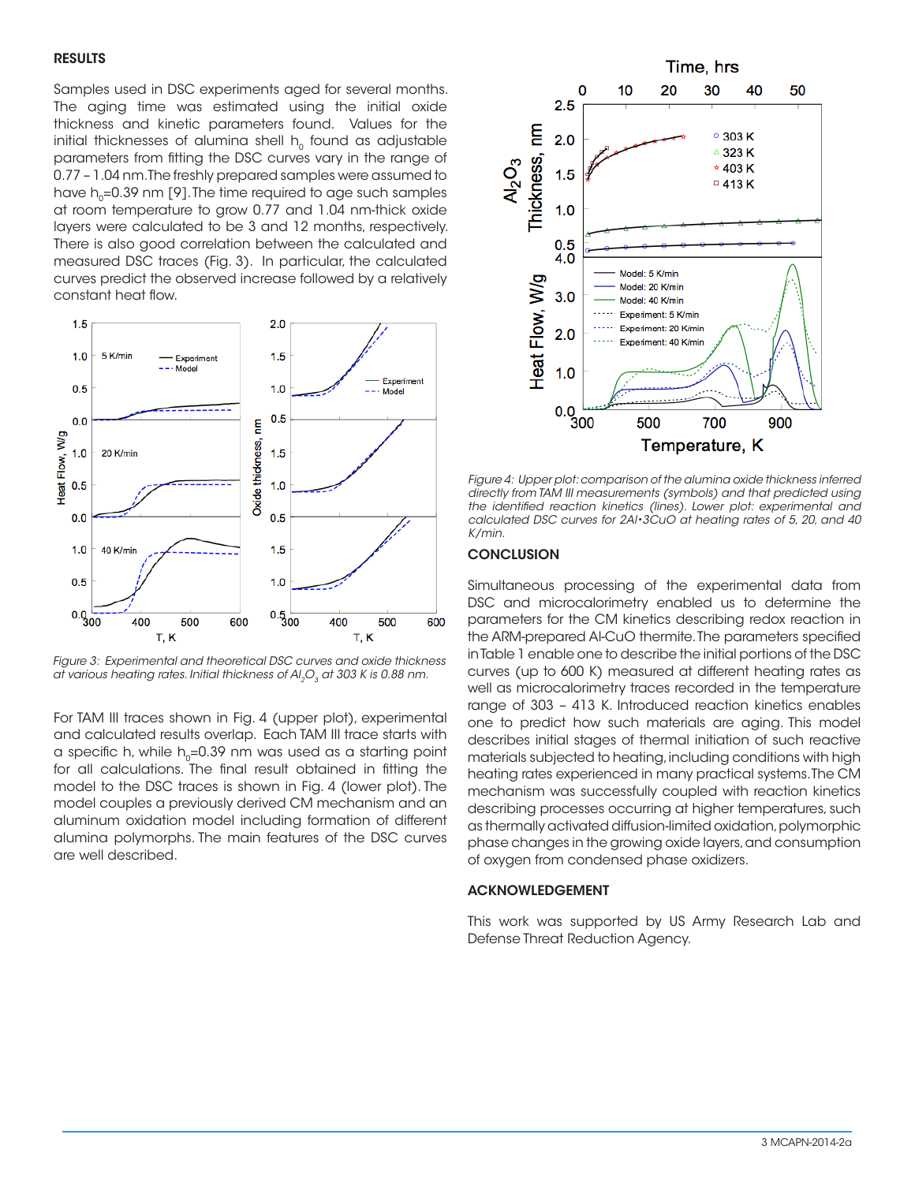## RESULTS

Samples used in DSC experiments aged for several months. The aging time was estimated using the initial oxide thickness and kinetic parameters found. Values for the initial thicknesses of alumina shell $h_0$ found as adjustable parameters from fitting the DSC curves vary in the range of 0.77 – 1.04 nm. The freshly prepared samples were assumed to have $h_0$=0.39 nm [9]. The time required to age such samples at room temperature to grow 0.77 and 1.04 nm-thick oxide layers were calculated to be 3 and 12 months, respectively. There is also good correlation between the calculated and measured DSC traces (Fig. 3). In particular, the calculated curves predict the observed increase followed by a relatively constant heat flow.

Heat Flow, W/g
Oxide thickness, nm
5 K/min
20 K/min
40 K/min
Experiment
Model
T, K

*Figure 3: Experimental and theoretical DSC curves and oxide thickness at various heating rates. Initial thickness of $Al_2O_3$ at 303 K is 0.88 nm.*

For TAM III traces shown in Fig. 4 (upper plot), experimental and calculated results overlap. Each TAM III trace starts with a specific h, while $h_0$=0.39 nm was used as a starting point for all calculations. The final result obtained in fitting the model to the DSC traces is shown in Fig. 4 (lower plot). The model couples a previously derived CM mechanism and an aluminum oxidation model including formation of different alumina polymorphs. The main features of the DSC curves are well described.

Time, hrs
$Al_2O_3$ Thickness, nm
303 K
323 K
403 K
413 K
Heat Flow, W/g
Model: 5 K/min
Model: 20 K/min
Model: 40 K/min
Experiment: 5 K/min
Experiment: 20 K/min
Experiment: 40 K/min
Temperature, K

*Figure 4: Upper plot: comparison of the alumina oxide thickness inferred directly from TAM III measurements (symbols) and that predicted using the identified reaction kinetics (lines). Lower plot: experimental and calculated DSC curves for 2Al•3CuO at heating rates of 5, 20, and 40 K/min.*

## CONCLUSION

Simultaneous processing of the experimental data from DSC and microcalorimetry enabled us to determine the parameters for the CM kinetics describing redox reaction in the ARM-prepared Al-CuO thermite. The parameters specified in Table 1 enable one to describe the initial portions of the DSC curves (up to 600 K) measured at different heating rates as well as microcalorimetry traces recorded in the temperature range of 303 – 413 K. Introduced reaction kinetics enables one to predict how such materials are aging. This model describes initial stages of thermal initiation of such reactive materials subjected to heating, including conditions with high heating rates experienced in many practical systems. The CM mechanism was successfully coupled with reaction kinetics describing processes occurring at higher temperatures, such as thermally activated diffusion-limited oxidation, polymorphic phase changes in the growing oxide layers, and consumption of oxygen from condensed phase oxidizers.

## ACKNOWLEDGEMENT

This work was supported by US Army Research Lab and Defense Threat Reduction Agency.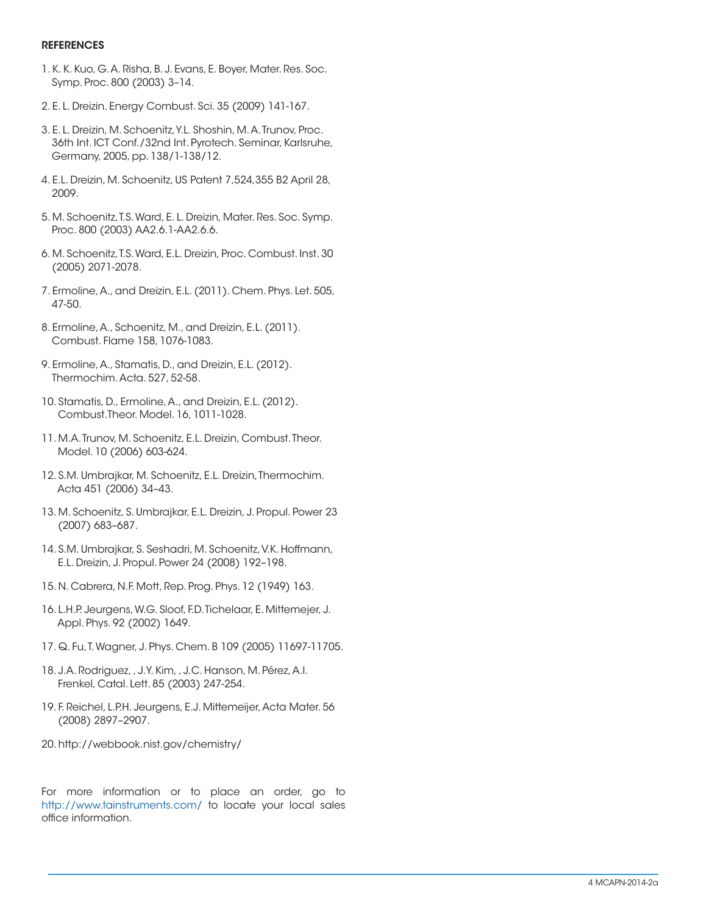## REFERENCES

1. K. K. Kuo, G. A. Risha, B. J. Evans, E. Boyer, Mater. Res. Soc. Symp. Proc. 800 (2003) 3–14.
2. E. L. Dreizin. Energy Combust. Sci. 35 (2009) 141-167.
3. E. L. Dreizin, M. Schoenitz, Y.L. Shoshin, M. A. Trunov, Proc. 36th Int. ICT Conf./32nd Int. Pyrotech. Seminar, Karlsruhe, Germany, 2005, pp. 138/1-138/12.
4. E.L. Dreizin, M. Schoenitz, US Patent 7,524,355 B2 April 28, 2009.
5. M. Schoenitz, T.S. Ward, E. L. Dreizin, Mater. Res. Soc. Symp. Proc. 800 (2003) AA2.6.1-AA2.6.6.
6. M. Schoenitz, T.S. Ward, E.L. Dreizin, Proc. Combust. Inst. 30 (2005) 2071-2078.
7. Ermoline, A., and Dreizin, E.L. (2011). Chem. Phys. Let. 505, 47-50.
8. Ermoline, A., Schoenitz, M., and Dreizin, E.L. (2011). Combust. Flame 158, 1076-1083.
9. Ermoline, A., Stamatis, D., and Dreizin, E.L. (2012). Thermochim. Acta. 527, 52-58.
10. Stamatis, D., Ermoline, A., and Dreizin, E.L. (2012). Combust.Theor. Model. 16, 1011-1028.
11. M.A. Trunov, M. Schoenitz, E.L. Dreizin, Combust. Theor. Model. 10 (2006) 603-624.
12. S.M. Umbrajkar, M. Schoenitz, E.L. Dreizin, Thermochim. Acta 451 (2006) 34–43.
13. M. Schoenitz, S. Umbrajkar, E.L. Dreizin, J. Propul. Power 23 (2007) 683–687.
14. S.M. Umbrajkar, S. Seshadri, M. Schoenitz, V.K. Hoffmann, E.L. Dreizin, J. Propul. Power 24 (2008) 192–198.
15. N. Cabrera, N.F. Mott, Rep. Prog. Phys. 12 (1949) 163.
16. L.H.P. Jeurgens, W.G. Sloof, F.D. Tichelaar, E. Mittemejer, J. Appl. Phys. 92 (2002) 1649.
17. Q. Fu, T. Wagner, J. Phys. Chem. B 109 (2005) 11697-11705.
18. J.A. Rodriguez, , J.Y. Kim, , J.C. Hanson, M. Pérez, A.I. Frenkel, Catal. Lett. 85 (2003) 247-254.
19. F. Reichel, L.P.H. Jeurgens, E.J. Mittemeijer, Acta Mater. 56 (2008) 2897–2907.
20. http://webbook.nist.gov/chemistry/

For more information or to place an order, go to http://www.tainstruments.com/ to locate your local sales office information.